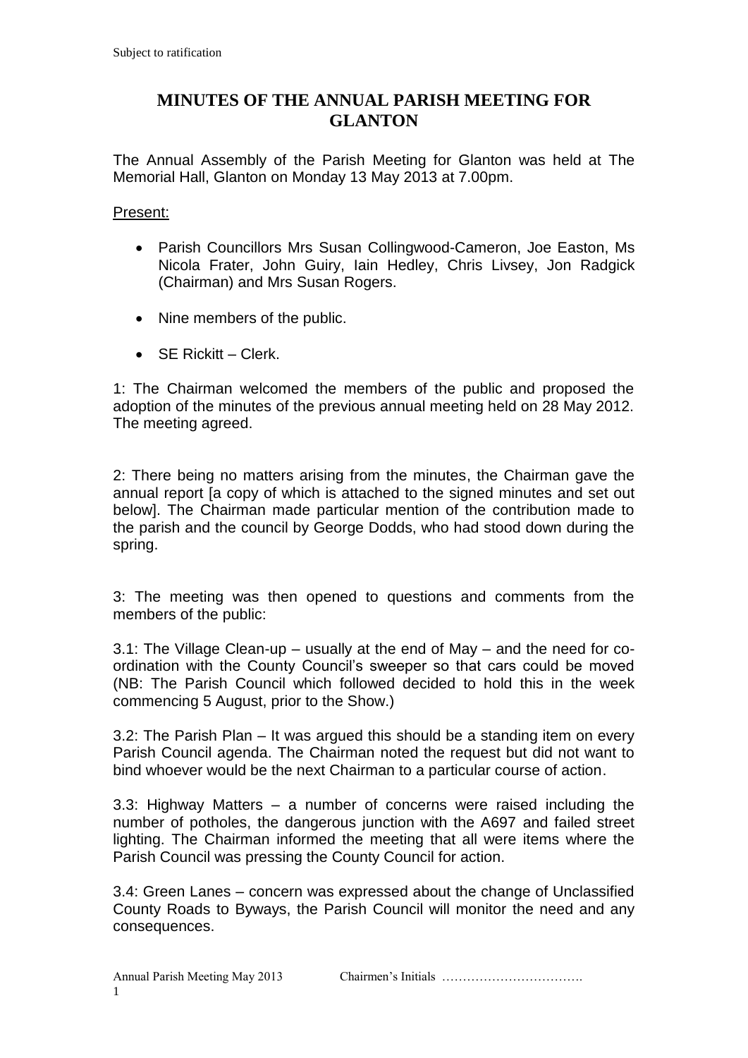Subject to ratification

# MINUTES OF THE ANNUAL PARISH MEETING FOR GLANTON

The Annual Assembly of the Parish Meeting for Glanton was held at The Memorial Hall, Glanton on Monday 13 May 2013 at 7.00pm.

Present:

- Parish Councillors Mrs Susan Collingwood-Cameron, Joe Easton, Ms Nicola Frater, John Guiry, Iain Hedley, Chris Livsey, Jon Radgick (Chairman) and Mrs Susan Rogers.
- Nine members of the public.
- SE Rickitt – Clerk.

1: The Chairman welcomed the members of the public and proposed the adoption of the minutes of the previous annual meeting held on 28 May 2012. The meeting agreed.

2: There being no matters arising from the minutes, the Chairman gave the annual report [a copy of which is attached to the signed minutes and set out below]. The Chairman made particular mention of the contribution made to the parish and the council by George Dodds, who had stood down during the spring.

3: The meeting was then opened to questions and comments from the members of the public:

3.1: The Village Clean-up – usually at the end of May – and the need for co-ordination with the County Council's sweeper so that cars could be moved (NB: The Parish Council which followed decided to hold this in the week commencing 5 August, prior to the Show.)

3.2: The Parish Plan – It was argued this should be a standing item on every Parish Council agenda. The Chairman noted the request but did not want to bind whoever would be the next Chairman to a particular course of action.

3.3: Highway Matters – a number of concerns were raised including the number of potholes, the dangerous junction with the A697 and failed street lighting. The Chairman informed the meeting that all were items where the Parish Council was pressing the County Council for action.

3.4: Green Lanes – concern was expressed about the change of Unclassified County Roads to Byways, the Parish Council will monitor the need and any consequences.

Annual Parish Meeting May 2013 Chairmen's Initials …………………………….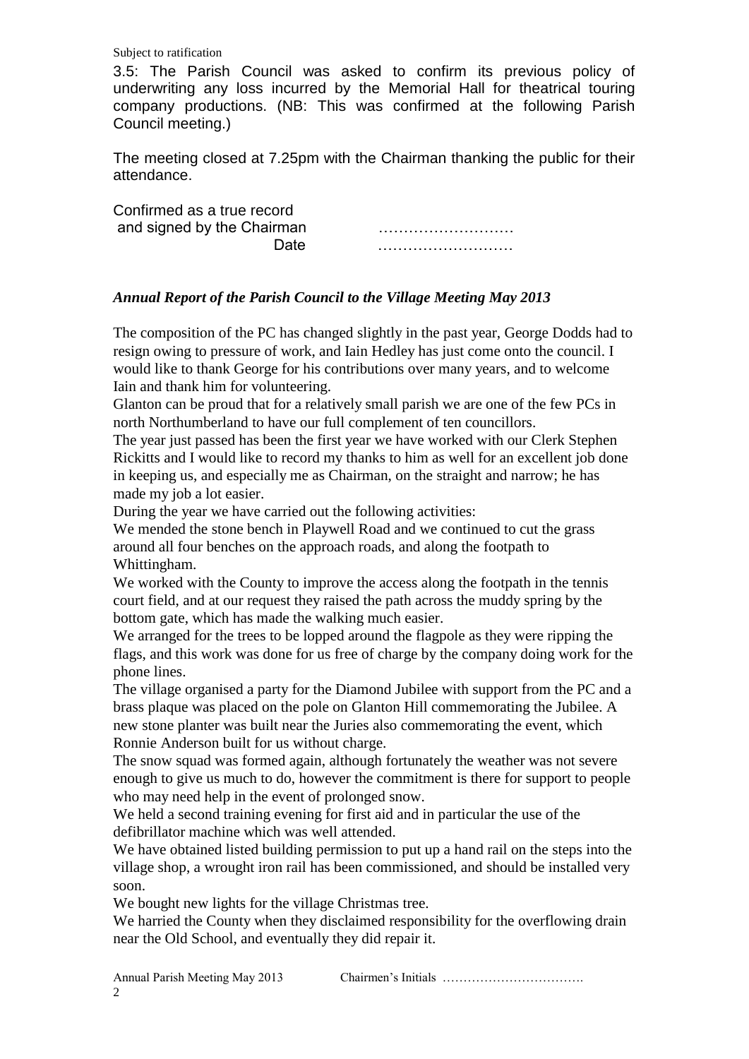Subject to ratification

3.5: The Parish Council was asked to confirm its previous policy of underwriting any loss incurred by the Memorial Hall for theatrical touring company productions. (NB: This was confirmed at the following Parish Council meeting.)

The meeting closed at 7.25pm with the Chairman thanking the public for their attendance.

Confirmed as a true record
and signed by the Chairman ………………………
Date ………………………

***Annual Report of the Parish Council to the Village Meeting May 2013***

The composition of the PC has changed slightly in the past year, George Dodds had to resign owing to pressure of work, and Iain Hedley has just come onto the council. I would like to thank George for his contributions over many years, and to welcome Iain and thank him for volunteering.

Glanton can be proud that for a relatively small parish we are one of the few PCs in north Northumberland to have our full complement of ten councillors.

The year just passed has been the first year we have worked with our Clerk Stephen Rickitts and I would like to record my thanks to him as well for an excellent job done in keeping us, and especially me as Chairman, on the straight and narrow; he has made my job a lot easier.

During the year we have carried out the following activities:

We mended the stone bench in Playwell Road and we continued to cut the grass around all four benches on the approach roads, and along the footpath to Whittingham.

We worked with the County to improve the access along the footpath in the tennis court field, and at our request they raised the path across the muddy spring by the bottom gate, which has made the walking much easier.

We arranged for the trees to be lopped around the flagpole as they were ripping the flags, and this work was done for us free of charge by the company doing work for the phone lines.

The village organised a party for the Diamond Jubilee with support from the PC and a brass plaque was placed on the pole on Glanton Hill commemorating the Jubilee. A new stone planter was built near the Juries also commemorating the event, which Ronnie Anderson built for us without charge.

The snow squad was formed again, although fortunately the weather was not severe enough to give us much to do, however the commitment is there for support to people who may need help in the event of prolonged snow.

We held a second training evening for first aid and in particular the use of the defibrillator machine which was well attended.

We have obtained listed building permission to put up a hand rail on the steps into the village shop, a wrought iron rail has been commissioned, and should be installed very soon.

We bought new lights for the village Christmas tree.

We harried the County when they disclaimed responsibility for the overflowing drain near the Old School, and eventually they did repair it.

Annual Parish Meeting May 2013 Chairmen's Initials …………………………….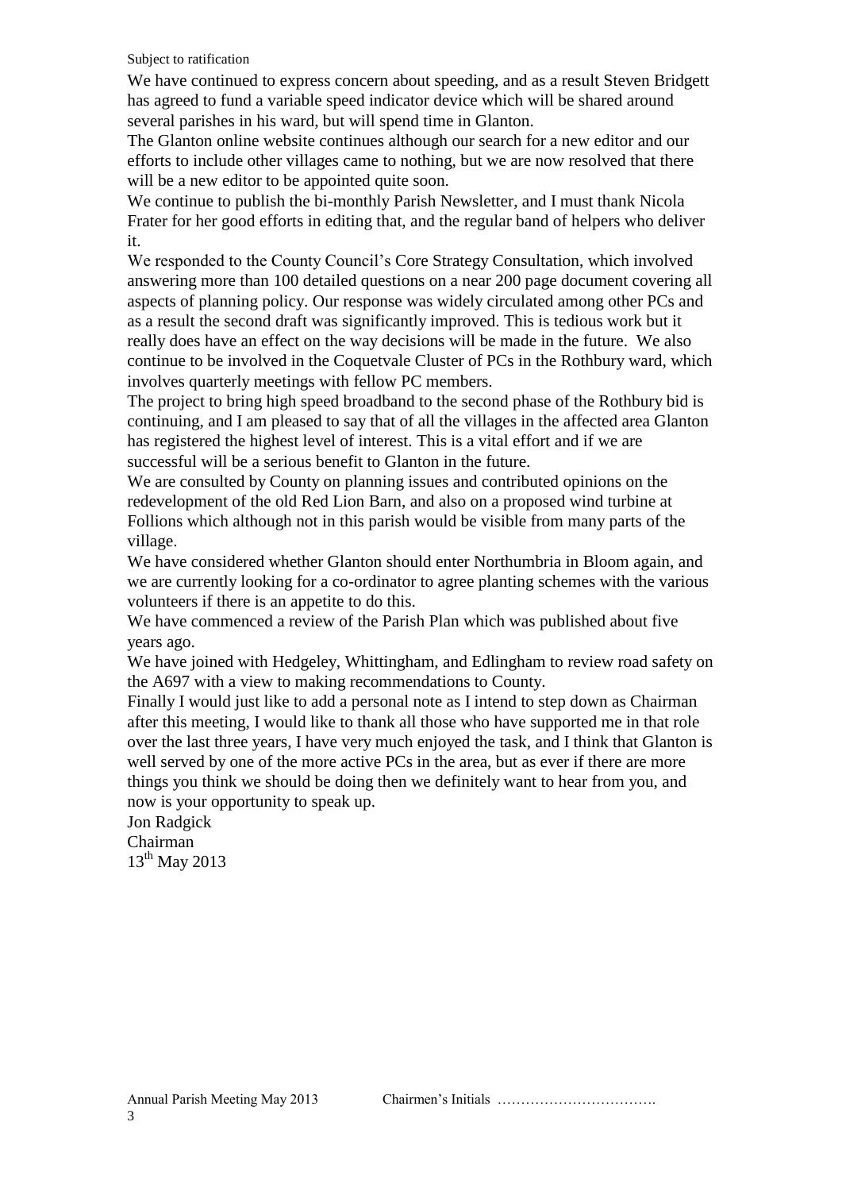Subject to ratification

We have continued to express concern about speeding, and as a result Steven Bridgett has agreed to fund a variable speed indicator device which will be shared around several parishes in his ward, but will spend time in Glanton.

The Glanton online website continues although our search for a new editor and our efforts to include other villages came to nothing, but we are now resolved that there will be a new editor to be appointed quite soon.

We continue to publish the bi-monthly Parish Newsletter, and I must thank Nicola Frater for her good efforts in editing that, and the regular band of helpers who deliver it.

We responded to the County Council's Core Strategy Consultation, which involved answering more than 100 detailed questions on a near 200 page document covering all aspects of planning policy. Our response was widely circulated among other PCs and as a result the second draft was significantly improved. This is tedious work but it really does have an effect on the way decisions will be made in the future. We also continue to be involved in the Coquetvale Cluster of PCs in the Rothbury ward, which involves quarterly meetings with fellow PC members.

The project to bring high speed broadband to the second phase of the Rothbury bid is continuing, and I am pleased to say that of all the villages in the affected area Glanton has registered the highest level of interest. This is a vital effort and if we are successful will be a serious benefit to Glanton in the future.

We are consulted by County on planning issues and contributed opinions on the redevelopment of the old Red Lion Barn, and also on a proposed wind turbine at Follions which although not in this parish would be visible from many parts of the village.

We have considered whether Glanton should enter Northumbria in Bloom again, and we are currently looking for a co-ordinator to agree planting schemes with the various volunteers if there is an appetite to do this.

We have commenced a review of the Parish Plan which was published about five years ago.

We have joined with Hedgeley, Whittingham, and Edlingham to review road safety on the A697 with a view to making recommendations to County.

Finally I would just like to add a personal note as I intend to step down as Chairman after this meeting, I would like to thank all those who have supported me in that role over the last three years, I have very much enjoyed the task, and I think that Glanton is well served by one of the more active PCs in the area, but as ever if there are more things you think we should be doing then we definitely want to hear from you, and now is your opportunity to speak up.

Jon Radgick
Chairman
13th May 2013

Annual Parish Meeting May 2013 Chairmen's Initials …………………………….